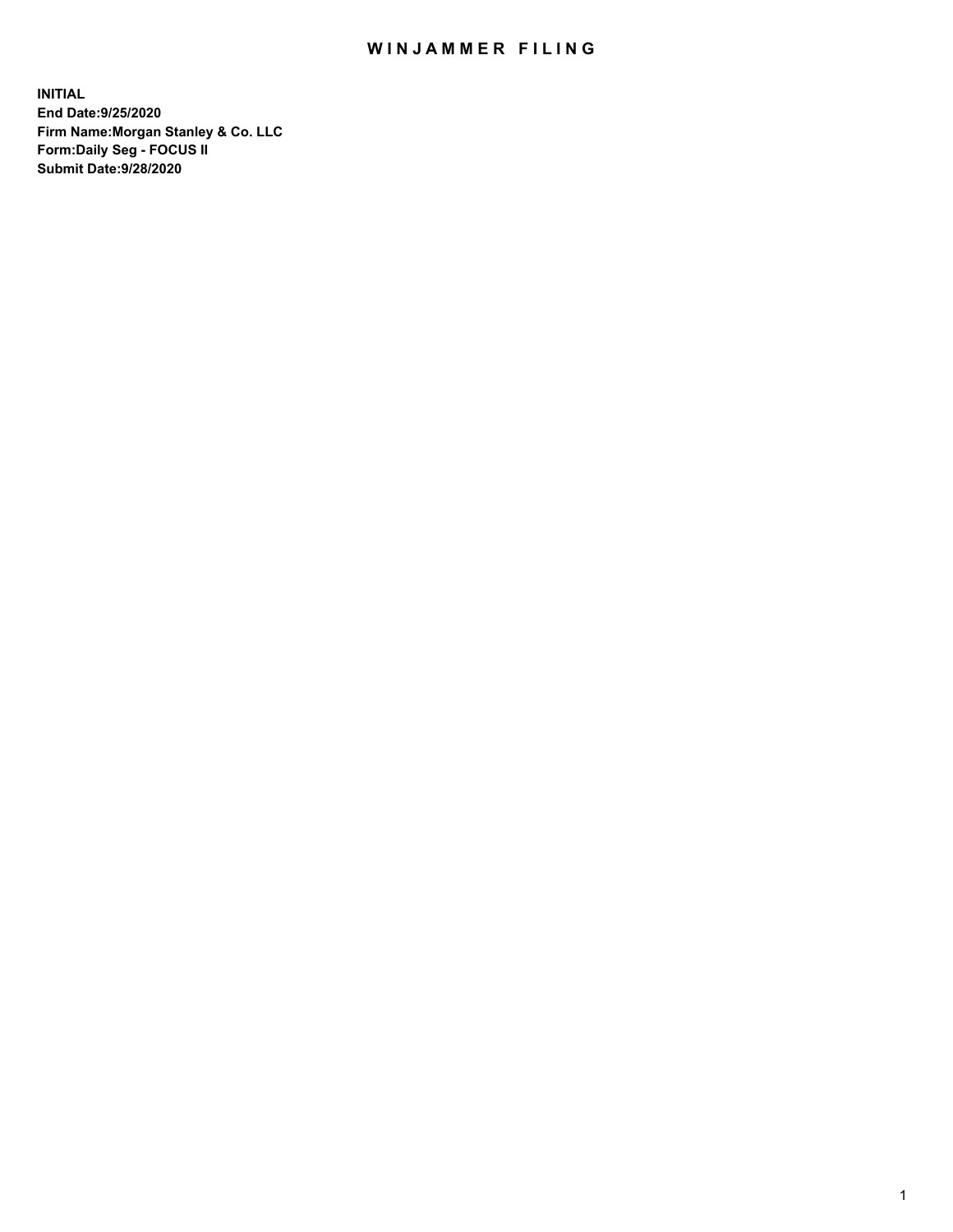# WINJAMMER FILING

**INITIAL**
**End Date:9/25/2020**
**Firm Name:Morgan Stanley & Co. LLC**
**Form:Daily Seg - FOCUS II**
**Submit Date:9/28/2020**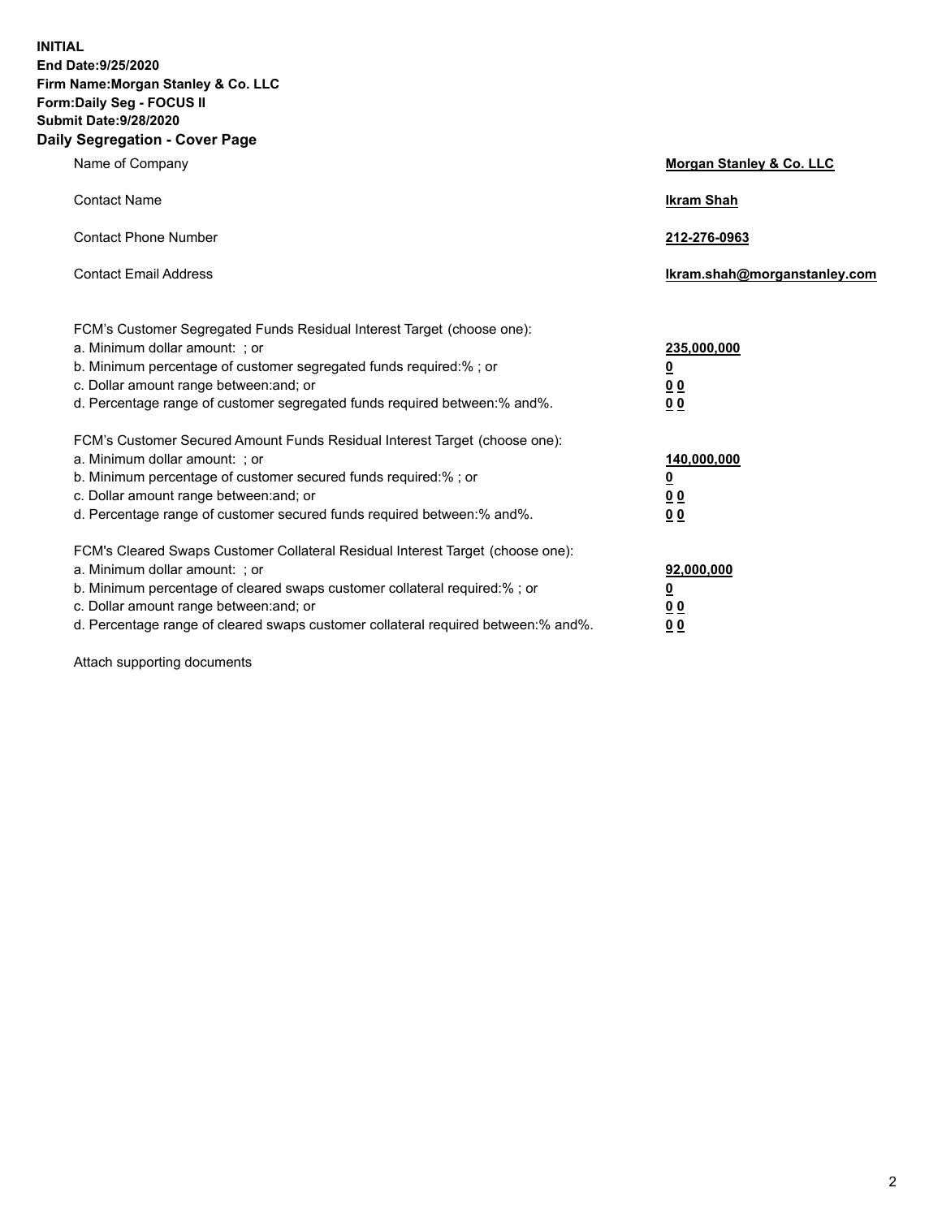**INITIAL**
**End Date:9/25/2020**
**Firm Name:Morgan Stanley & Co. LLC**
**Form:Daily Seg - FOCUS II**
**Submit Date:9/28/2020**

## Daily Segregation - Cover Page

| | |
|---|---|
| Name of Company | **Morgan Stanley & Co. LLC** |
| Contact Name | **Ikram Shah** |
| Contact Phone Number | **212-276-0963** |
| Contact Email Address | **Ikram.shah@morganstanley.com** |

| | |
|---|---|
| FCM's Customer Segregated Funds Residual Interest Target (choose one): | |
| a. Minimum dollar amount: ; or | **235,000,000** |
| b. Minimum percentage of customer segregated funds required:% ; or | **0** |
| c. Dollar amount range between:and; or | **0 0** |
| d. Percentage range of customer segregated funds required between:% and%. | **0 0** |
| FCM's Customer Secured Amount Funds Residual Interest Target (choose one): | |
| a. Minimum dollar amount: ; or | **140,000,000** |
| b. Minimum percentage of customer secured funds required:% ; or | **0** |
| c. Dollar amount range between:and; or | **0 0** |
| d. Percentage range of customer secured funds required between:% and%. | **0 0** |
| FCM's Cleared Swaps Customer Collateral Residual Interest Target (choose one): | |
| a. Minimum dollar amount: ; or | **92,000,000** |
| b. Minimum percentage of cleared swaps customer collateral required:% ; or | **0** |
| c. Dollar amount range between:and; or | **0 0** |
| d. Percentage range of cleared swaps customer collateral required between:% and%. | **0 0** |

Attach supporting documents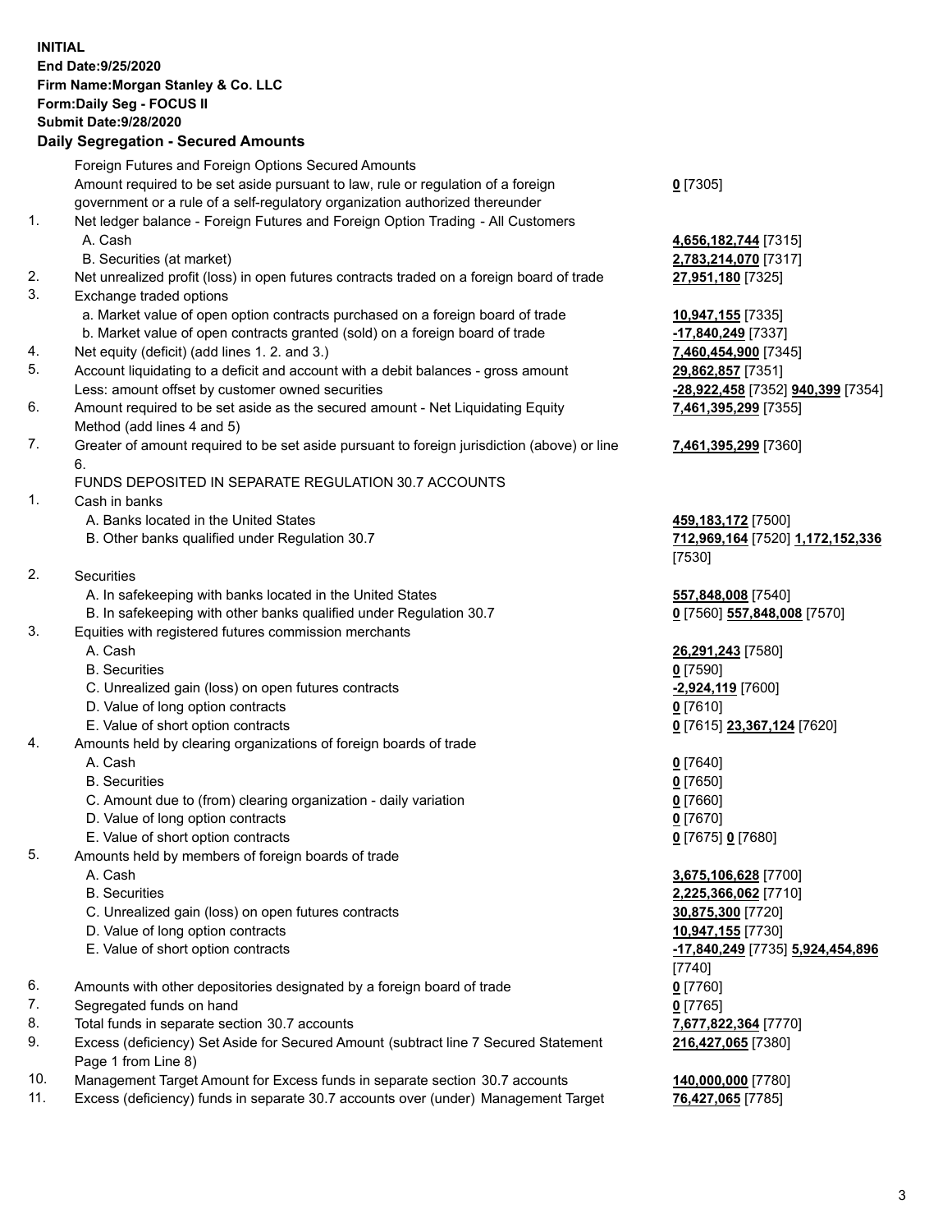**INITIAL**
**End Date:9/25/2020**
**Firm Name:Morgan Stanley & Co. LLC**
**Form:Daily Seg - FOCUS II**
**Submit Date:9/28/2020**

**Daily Segregation - Secured Amounts**

| | | |
|---|---|---|
| | Foreign Futures and Foreign Options Secured Amounts | |
| | Amount required to be set aside pursuant to law, rule or regulation of a foreign government or a rule of a self-regulatory organization authorized thereunder | **0** [7305] |
| 1. | Net ledger balance - Foreign Futures and Foreign Option Trading - All Customers | |
| | A. Cash | **4,656,182,744** [7315] |
| | B. Securities (at market) | **2,783,214,070** [7317] |
| 2. | Net unrealized profit (loss) in open futures contracts traded on a foreign board of trade | **27,951,180** [7325] |
| 3. | Exchange traded options | |
| | a. Market value of open option contracts purchased on a foreign board of trade | **10,947,155** [7335] |
| | b. Market value of open contracts granted (sold) on a foreign board of trade | **-17,840,249** [7337] |
| 4. | Net equity (deficit) (add lines 1. 2. and 3.) | **7,460,454,900** [7345] |
| 5. | Account liquidating to a deficit and account with a debit balances - gross amount | **29,862,857** [7351] |
| | Less: amount offset by customer owned securities | **-28,922,458** [7352] **940,399** [7354] |
| 6. | Amount required to be set aside as the secured amount - Net Liquidating Equity Method (add lines 4 and 5) | **7,461,395,299** [7355] |
| 7. | Greater of amount required to be set aside pursuant to foreign jurisdiction (above) or line 6. | **7,461,395,299** [7360] |
| | FUNDS DEPOSITED IN SEPARATE REGULATION 30.7 ACCOUNTS | |
| 1. | Cash in banks | |
| | A. Banks located in the United States | **459,183,172** [7500] |
| | B. Other banks qualified under Regulation 30.7 | **712,969,164** [7520] **1,172,152,336** [7530] |
| 2. | Securities | |
| | A. In safekeeping with banks located in the United States | **557,848,008** [7540] |
| | B. In safekeeping with other banks qualified under Regulation 30.7 | **0** [7560] **557,848,008** [7570] |
| 3. | Equities with registered futures commission merchants | |
| | A. Cash | **26,291,243** [7580] |
| | B. Securities | **0** [7590] |
| | C. Unrealized gain (loss) on open futures contracts | **-2,924,119** [7600] |
| | D. Value of long option contracts | **0** [7610] |
| | E. Value of short option contracts | **0** [7615] **23,367,124** [7620] |
| 4. | Amounts held by clearing organizations of foreign boards of trade | |
| | A. Cash | **0** [7640] |
| | B. Securities | **0** [7650] |
| | C. Amount due to (from) clearing organization - daily variation | **0** [7660] |
| | D. Value of long option contracts | **0** [7670] |
| | E. Value of short option contracts | **0** [7675] **0** [7680] |
| 5. | Amounts held by members of foreign boards of trade | |
| | A. Cash | **3,675,106,628** [7700] |
| | B. Securities | **2,225,366,062** [7710] |
| | C. Unrealized gain (loss) on open futures contracts | **30,875,300** [7720] |
| | D. Value of long option contracts | **10,947,155** [7730] |
| | E. Value of short option contracts | **-17,840,249** [7735] **5,924,454,896** [7740] |
| 6. | Amounts with other depositories designated by a foreign board of trade | **0** [7760] |
| 7. | Segregated funds on hand | **0** [7765] |
| 8. | Total funds in separate section 30.7 accounts | **7,677,822,364** [7770] |
| 9. | Excess (deficiency) Set Aside for Secured Amount (subtract line 7 Secured Statement Page 1 from Line 8) | **216,427,065** [7380] |
| 10. | Management Target Amount for Excess funds in separate section 30.7 accounts | **140,000,000** [7780] |
| 11. | Excess (deficiency) funds in separate 30.7 accounts over (under) Management Target | **76,427,065** [7785] |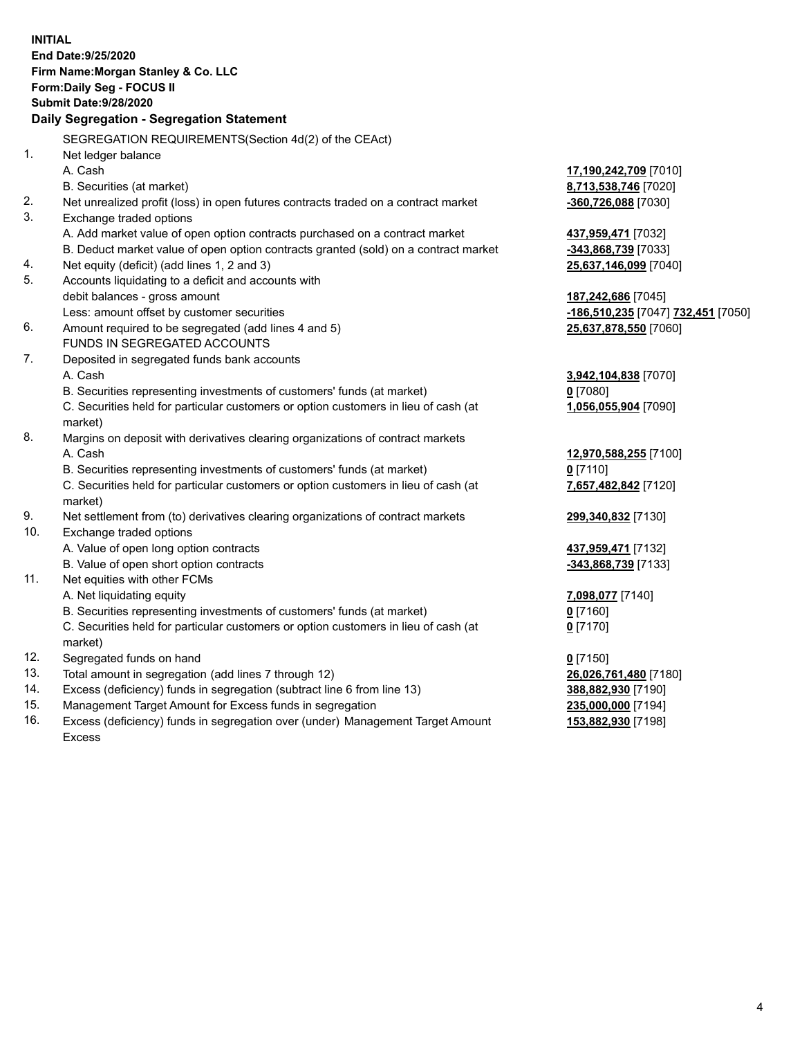**INITIAL**
**End Date:9/25/2020**
**Firm Name:Morgan Stanley & Co. LLC**
**Form:Daily Seg - FOCUS II**
**Submit Date:9/28/2020**

**Daily Segregation - Segregation Statement**

| | | |
|---|---|---|
| | SEGREGATION REQUIREMENTS(Section 4d(2) of the CEAct) | |
| 1. | Net ledger balance | |
| | A. Cash | **17,190,242,709** [7010] |
| | B. Securities (at market) | **8,713,538,746** [7020] |
| 2. | Net unrealized profit (loss) in open futures contracts traded on a contract market | **-360,726,088** [7030] |
| 3. | Exchange traded options | |
| | A. Add market value of open option contracts purchased on a contract market | **437,959,471** [7032] |
| | B. Deduct market value of open option contracts granted (sold) on a contract market | **-343,868,739** [7033] |
| 4. | Net equity (deficit) (add lines 1, 2 and 3) | **25,637,146,099** [7040] |
| 5. | Accounts liquidating to a deficit and accounts with | |
| | debit balances - gross amount | **187,242,686** [7045] |
| | Less: amount offset by customer securities | **-186,510,235** [7047] **732,451** [7050] |
| 6. | Amount required to be segregated (add lines 4 and 5) | **25,637,878,550** [7060] |
| | FUNDS IN SEGREGATED ACCOUNTS | |
| 7. | Deposited in segregated funds bank accounts | |
| | A. Cash | **3,942,104,838** [7070] |
| | B. Securities representing investments of customers' funds (at market) | **0** [7080] |
| | C. Securities held for particular customers or option customers in lieu of cash (at market) | **1,056,055,904** [7090] |
| 8. | Margins on deposit with derivatives clearing organizations of contract markets | |
| | A. Cash | **12,970,588,255** [7100] |
| | B. Securities representing investments of customers' funds (at market) | **0** [7110] |
| | C. Securities held for particular customers or option customers in lieu of cash (at market) | **7,657,482,842** [7120] |
| 9. | Net settlement from (to) derivatives clearing organizations of contract markets | **299,340,832** [7130] |
| 10. | Exchange traded options | |
| | A. Value of open long option contracts | **437,959,471** [7132] |
| | B. Value of open short option contracts | **-343,868,739** [7133] |
| 11. | Net equities with other FCMs | |
| | A. Net liquidating equity | **7,098,077** [7140] |
| | B. Securities representing investments of customers' funds (at market) | **0** [7160] |
| | C. Securities held for particular customers or option customers in lieu of cash (at market) | **0** [7170] |
| 12. | Segregated funds on hand | **0** [7150] |
| 13. | Total amount in segregation (add lines 7 through 12) | **26,026,761,480** [7180] |
| 14. | Excess (deficiency) funds in segregation (subtract line 6 from line 13) | **388,882,930** [7190] |
| 15. | Management Target Amount for Excess funds in segregation | **235,000,000** [7194] |
| 16. | Excess (deficiency) funds in segregation over (under) Management Target Amount Excess | **153,882,930** [7198] |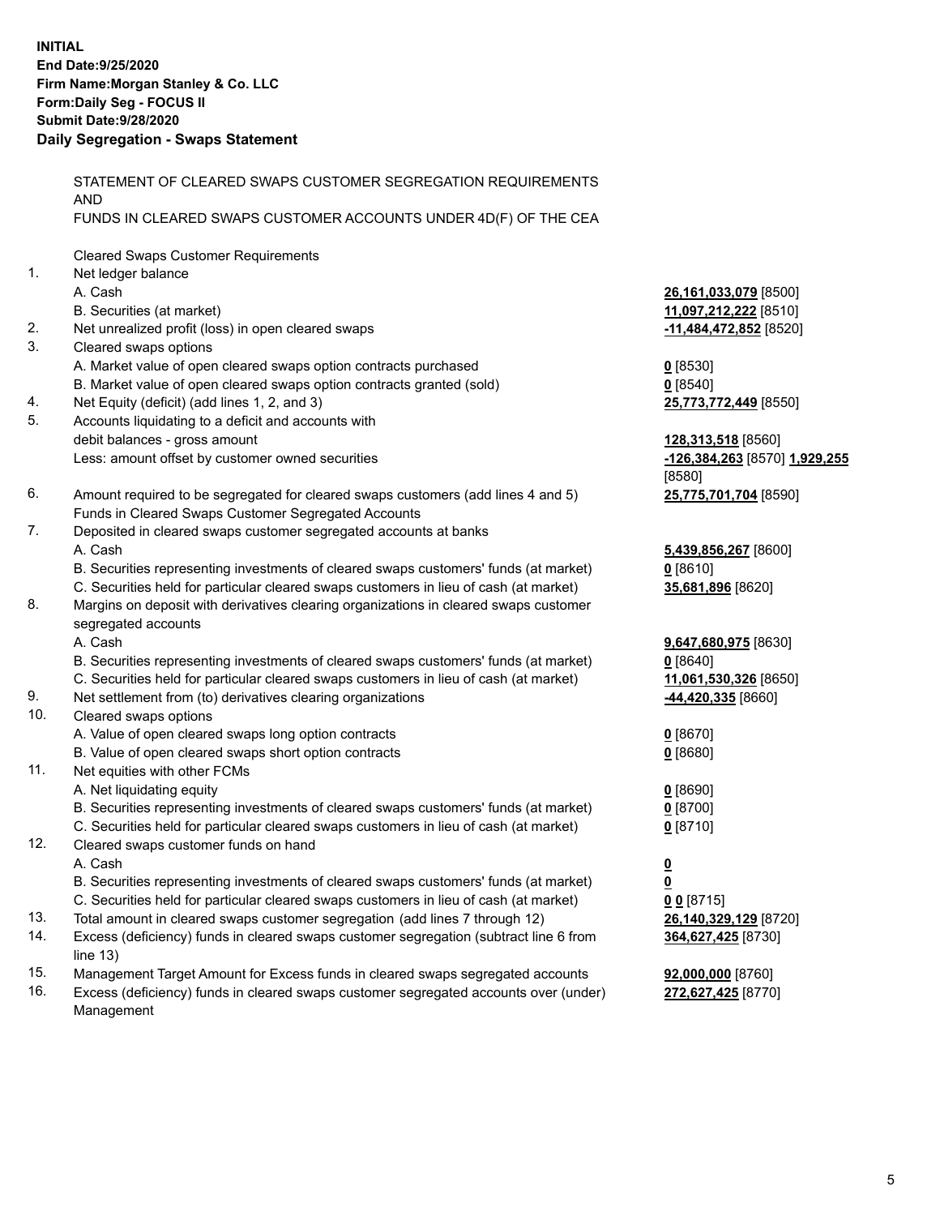**INITIAL**
**End Date:9/25/2020**
**Firm Name:Morgan Stanley & Co. LLC**
**Form:Daily Seg - FOCUS II**
**Submit Date:9/28/2020**
**Daily Segregation - Swaps Statement**

STATEMENT OF CLEARED SWAPS CUSTOMER SEGREGATION REQUIREMENTS AND
FUNDS IN CLEARED SWAPS CUSTOMER ACCOUNTS UNDER 4D(F) OF THE CEA

| | | |
|---|---|---|
| | Cleared Swaps Customer Requirements | |
| 1. | Net ledger balance | |
| | A. Cash | 26,161,033,079 [8500] |
| | B. Securities (at market) | 11,097,212,222 [8510] |
| 2. | Net unrealized profit (loss) in open cleared swaps | -11,484,472,852 [8520] |
| 3. | Cleared swaps options | |
| | A. Market value of open cleared swaps option contracts purchased | 0 [8530] |
| | B. Market value of open cleared swaps option contracts granted (sold) | 0 [8540] |
| 4. | Net Equity (deficit) (add lines 1, 2, and 3) | 25,773,772,449 [8550] |
| 5. | Accounts liquidating to a deficit and accounts with debit balances - gross amount | 128,313,518 [8560] |
| | Less: amount offset by customer owned securities | -126,384,263 [8570] 1,929,255 [8580] |
| 6. | Amount required to be segregated for cleared swaps customers (add lines 4 and 5) | 25,775,701,704 [8590] |
| | Funds in Cleared Swaps Customer Segregated Accounts | |
| 7. | Deposited in cleared swaps customer segregated accounts at banks | |
| | A. Cash | 5,439,856,267 [8600] |
| | B. Securities representing investments of cleared swaps customers' funds (at market) | 0 [8610] |
| | C. Securities held for particular cleared swaps customers in lieu of cash (at market) | 35,681,896 [8620] |
| 8. | Margins on deposit with derivatives clearing organizations in cleared swaps customer segregated accounts | |
| | A. Cash | 9,647,680,975 [8630] |
| | B. Securities representing investments of cleared swaps customers' funds (at market) | 0 [8640] |
| | C. Securities held for particular cleared swaps customers in lieu of cash (at market) | 11,061,530,326 [8650] |
| 9. | Net settlement from (to) derivatives clearing organizations | -44,420,335 [8660] |
| 10. | Cleared swaps options | |
| | A. Value of open cleared swaps long option contracts | 0 [8670] |
| | B. Value of open cleared swaps short option contracts | 0 [8680] |
| 11. | Net equities with other FCMs | |
| | A. Net liquidating equity | 0 [8690] |
| | B. Securities representing investments of cleared swaps customers' funds (at market) | 0 [8700] |
| | C. Securities held for particular cleared swaps customers in lieu of cash (at market) | 0 [8710] |
| 12. | Cleared swaps customer funds on hand | |
| | A. Cash | 0 |
| | B. Securities representing investments of cleared swaps customers' funds (at market) | 0 |
| | C. Securities held for particular cleared swaps customers in lieu of cash (at market) | 0 0 [8715] |
| 13. | Total amount in cleared swaps customer segregation (add lines 7 through 12) | 26,140,329,129 [8720] |
| 14. | Excess (deficiency) funds in cleared swaps customer segregation (subtract line 6 from line 13) | 364,627,425 [8730] |
| 15. | Management Target Amount for Excess funds in cleared swaps segregated accounts | 92,000,000 [8760] |
| 16. | Excess (deficiency) funds in cleared swaps customer segregated accounts over (under) Management | 272,627,425 [8770] |